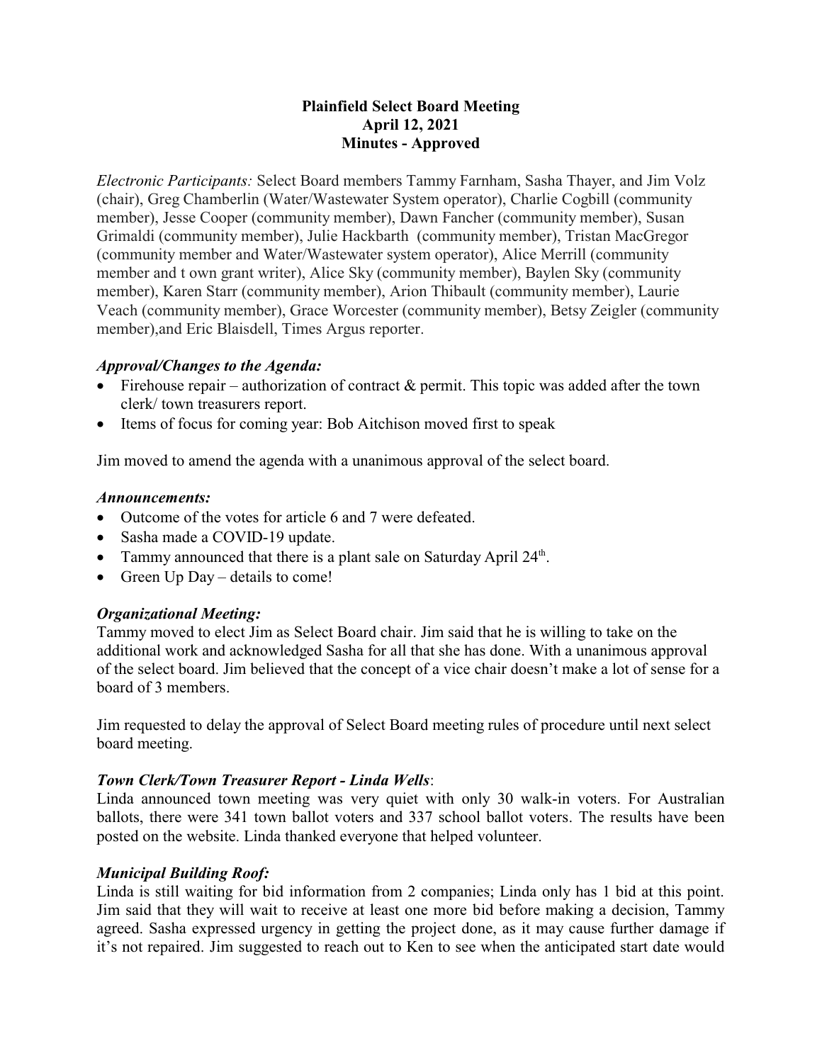**Plainfield Select Board Meeting**
**April 12, 2021**
**Minutes - Approved**

*Electronic Participants:* Select Board members Tammy Farnham, Sasha Thayer, and Jim Volz (chair), Greg Chamberlin (Water/Wastewater System operator), Charlie Cogbill (community member), Jesse Cooper (community member), Dawn Fancher (community member), Susan Grimaldi (community member), Julie Hackbarth (community member), Tristan MacGregor (community member and Water/Wastewater system operator), Alice Merrill (community member and t own grant writer), Alice Sky (community member), Baylen Sky (community member), Karen Starr (community member), Arion Thibault (community member), Laurie Veach (community member), Grace Worcester (community member), Betsy Zeigler (community member),and Eric Blaisdell, Times Argus reporter.

### *Approval/Changes to the Agenda:*

- Firehouse repair – authorization of contract & permit. This topic was added after the town clerk/ town treasurers report.
- Items of focus for coming year: Bob Aitchison moved first to speak

Jim moved to amend the agenda with a unanimous approval of the select board.

### *Announcements:*

- Outcome of the votes for article 6 and 7 were defeated.
- Sasha made a COVID-19 update.
- Tammy announced that there is a plant sale on Saturday April 24th.
- Green Up Day – details to come!

### *Organizational Meeting:*

Tammy moved to elect Jim as Select Board chair. Jim said that he is willing to take on the additional work and acknowledged Sasha for all that she has done. With a unanimous approval of the select board. Jim believed that the concept of a vice chair doesn't make a lot of sense for a board of 3 members.

Jim requested to delay the approval of Select Board meeting rules of procedure until next select board meeting.

### *Town Clerk/Town Treasurer Report - Linda Wells*:

Linda announced town meeting was very quiet with only 30 walk-in voters. For Australian ballots, there were 341 town ballot voters and 337 school ballot voters. The results have been posted on the website. Linda thanked everyone that helped volunteer.

### *Municipal Building Roof:*

Linda is still waiting for bid information from 2 companies; Linda only has 1 bid at this point. Jim said that they will wait to receive at least one more bid before making a decision, Tammy agreed. Sasha expressed urgency in getting the project done, as it may cause further damage if it's not repaired. Jim suggested to reach out to Ken to see when the anticipated start date would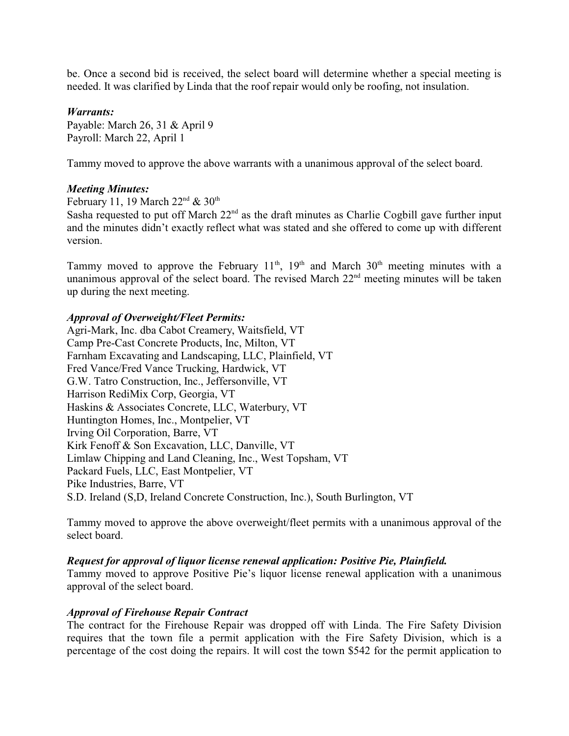be. Once a second bid is received, the select board will determine whether a special meeting is needed. It was clarified by Linda that the roof repair would only be roofing, not insulation.

***Warrants:***

Payable: March 26, 31 & April 9
Payroll: March 22, April 1

Tammy moved to approve the above warrants with a unanimous approval of the select board.

***Meeting Minutes:***

February 11, 19 March 22nd & 30th

Sasha requested to put off March 22nd as the draft minutes as Charlie Cogbill gave further input and the minutes didn't exactly reflect what was stated and she offered to come up with different version.

Tammy moved to approve the February 11th, 19th and March 30th meeting minutes with a unanimous approval of the select board. The revised March 22nd meeting minutes will be taken up during the next meeting.

***Approval of Overweight/Fleet Permits:***

Agri-Mark, Inc. dba Cabot Creamery, Waitsfield, VT
Camp Pre-Cast Concrete Products, Inc, Milton, VT
Farnham Excavating and Landscaping, LLC, Plainfield, VT
Fred Vance/Fred Vance Trucking, Hardwick, VT
G.W. Tatro Construction, Inc., Jeffersonville, VT
Harrison RediMix Corp, Georgia, VT
Haskins & Associates Concrete, LLC, Waterbury, VT
Huntington Homes, Inc., Montpelier, VT
Irving Oil Corporation, Barre, VT
Kirk Fenoff & Son Excavation, LLC, Danville, VT
Limlaw Chipping and Land Cleaning, Inc., West Topsham, VT
Packard Fuels, LLC, East Montpelier, VT
Pike Industries, Barre, VT
S.D. Ireland (S,D, Ireland Concrete Construction, Inc.), South Burlington, VT

Tammy moved to approve the above overweight/fleet permits with a unanimous approval of the select board.

***Request for approval of liquor license renewal application: Positive Pie, Plainfield.***

Tammy moved to approve Positive Pie's liquor license renewal application with a unanimous approval of the select board.

***Approval of Firehouse Repair Contract***

The contract for the Firehouse Repair was dropped off with Linda. The Fire Safety Division requires that the town file a permit application with the Fire Safety Division, which is a percentage of the cost doing the repairs. It will cost the town $542 for the permit application to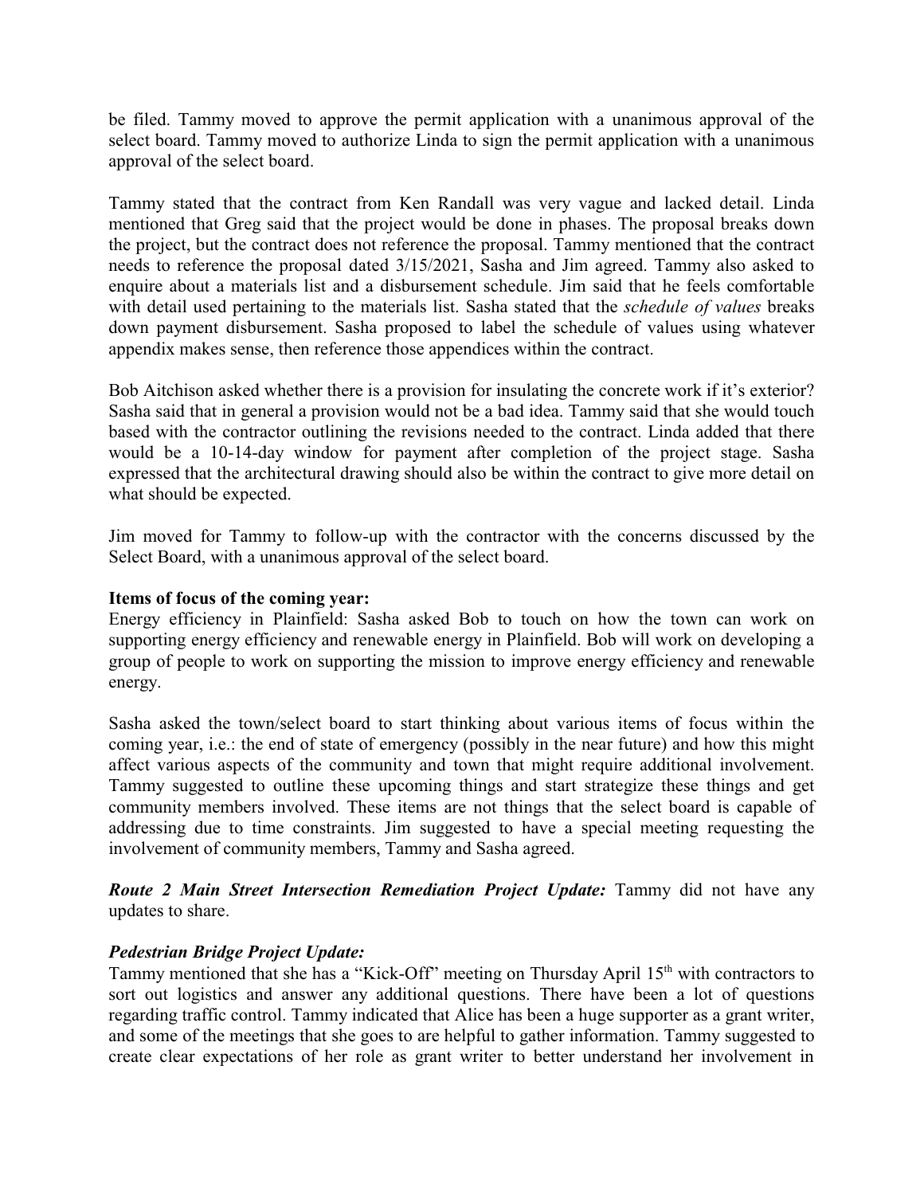be filed. Tammy moved to approve the permit application with a unanimous approval of the select board. Tammy moved to authorize Linda to sign the permit application with a unanimous approval of the select board.

Tammy stated that the contract from Ken Randall was very vague and lacked detail. Linda mentioned that Greg said that the project would be done in phases. The proposal breaks down the project, but the contract does not reference the proposal. Tammy mentioned that the contract needs to reference the proposal dated 3/15/2021, Sasha and Jim agreed. Tammy also asked to enquire about a materials list and a disbursement schedule. Jim said that he feels comfortable with detail used pertaining to the materials list. Sasha stated that the *schedule of values* breaks down payment disbursement. Sasha proposed to label the schedule of values using whatever appendix makes sense, then reference those appendices within the contract.

Bob Aitchison asked whether there is a provision for insulating the concrete work if it's exterior? Sasha said that in general a provision would not be a bad idea. Tammy said that she would touch based with the contractor outlining the revisions needed to the contract. Linda added that there would be a 10-14-day window for payment after completion of the project stage. Sasha expressed that the architectural drawing should also be within the contract to give more detail on what should be expected.

Jim moved for Tammy to follow-up with the contractor with the concerns discussed by the Select Board, with a unanimous approval of the select board.

**Items of focus of the coming year:**
Energy efficiency in Plainfield: Sasha asked Bob to touch on how the town can work on supporting energy efficiency and renewable energy in Plainfield. Bob will work on developing a group of people to work on supporting the mission to improve energy efficiency and renewable energy.

Sasha asked the town/select board to start thinking about various items of focus within the coming year, i.e.: the end of state of emergency (possibly in the near future) and how this might affect various aspects of the community and town that might require additional involvement. Tammy suggested to outline these upcoming things and start strategize these things and get community members involved. These items are not things that the select board is capable of addressing due to time constraints. Jim suggested to have a special meeting requesting the involvement of community members, Tammy and Sasha agreed.

***Route 2 Main Street Intersection Remediation Project Update:*** Tammy did not have any updates to share.

***Pedestrian Bridge Project Update:***
Tammy mentioned that she has a "Kick-Off" meeting on Thursday April 15th with contractors to sort out logistics and answer any additional questions. There have been a lot of questions regarding traffic control. Tammy indicated that Alice has been a huge supporter as a grant writer, and some of the meetings that she goes to are helpful to gather information. Tammy suggested to create clear expectations of her role as grant writer to better understand her involvement in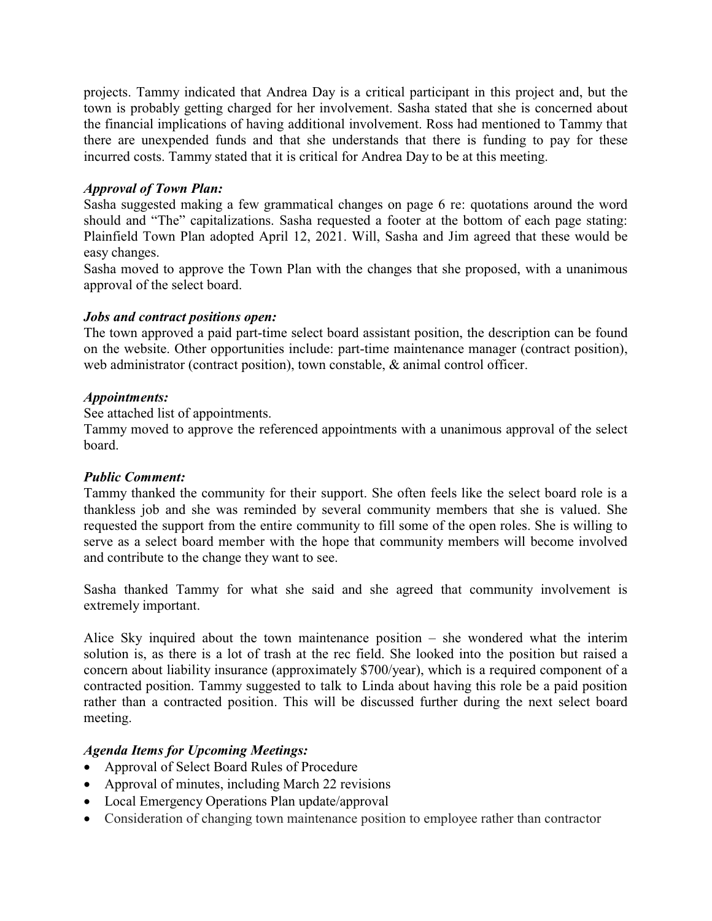projects. Tammy indicated that Andrea Day is a critical participant in this project and, but the town is probably getting charged for her involvement. Sasha stated that she is concerned about the financial implications of having additional involvement. Ross had mentioned to Tammy that there are unexpended funds and that she understands that there is funding to pay for these incurred costs. Tammy stated that it is critical for Andrea Day to be at this meeting.

***Approval of Town Plan:***

Sasha suggested making a few grammatical changes on page 6 re: quotations around the word should and "The" capitalizations. Sasha requested a footer at the bottom of each page stating: Plainfield Town Plan adopted April 12, 2021. Will, Sasha and Jim agreed that these would be easy changes.

Sasha moved to approve the Town Plan with the changes that she proposed, with a unanimous approval of the select board.

***Jobs and contract positions open:***

The town approved a paid part-time select board assistant position, the description can be found on the website. Other opportunities include: part-time maintenance manager (contract position), web administrator (contract position), town constable, & animal control officer.

***Appointments:***

See attached list of appointments.

Tammy moved to approve the referenced appointments with a unanimous approval of the select board.

***Public Comment:***

Tammy thanked the community for their support. She often feels like the select board role is a thankless job and she was reminded by several community members that she is valued. She requested the support from the entire community to fill some of the open roles. She is willing to serve as a select board member with the hope that community members will become involved and contribute to the change they want to see.

Sasha thanked Tammy for what she said and she agreed that community involvement is extremely important.

Alice Sky inquired about the town maintenance position – she wondered what the interim solution is, as there is a lot of trash at the rec field. She looked into the position but raised a concern about liability insurance (approximately $700/year), which is a required component of a contracted position. Tammy suggested to talk to Linda about having this role be a paid position rather than a contracted position. This will be discussed further during the next select board meeting.

***Agenda Items for Upcoming Meetings:***

- Approval of Select Board Rules of Procedure
- Approval of minutes, including March 22 revisions
- Local Emergency Operations Plan update/approval
- Consideration of changing town maintenance position to employee rather than contractor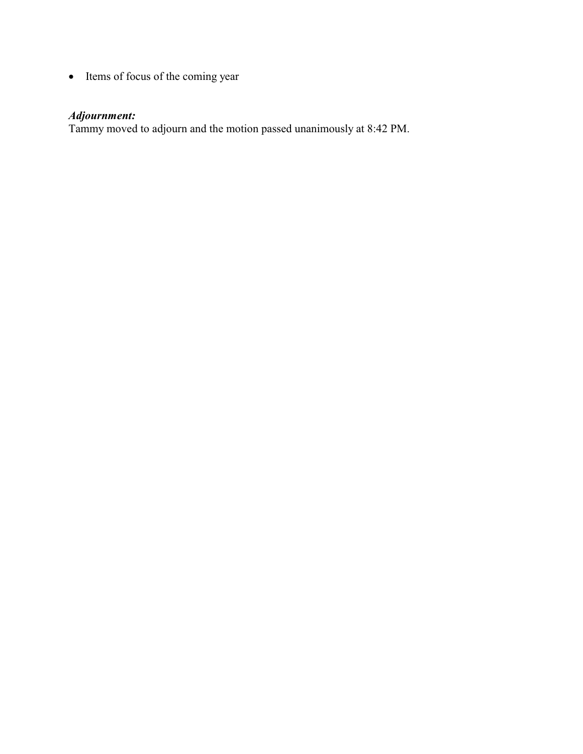- Items of focus of the coming year

***Adjournment:***
Tammy moved to adjourn and the motion passed unanimously at 8:42 PM.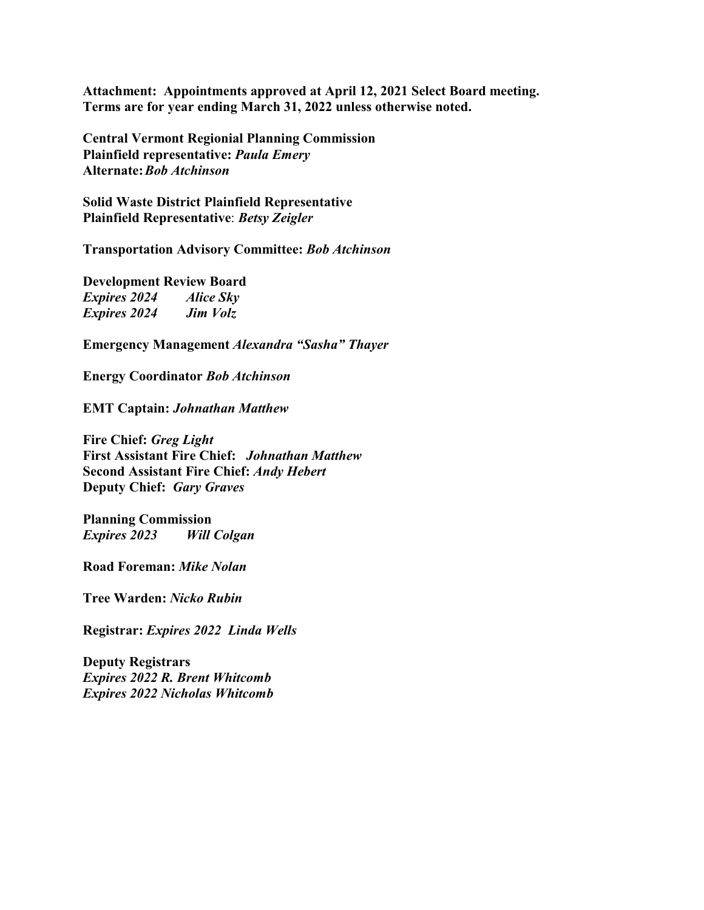**Attachment: Appointments approved at April 12, 2021 Select Board meeting. Terms are for year ending March 31, 2022 unless otherwise noted.**

**Central Vermont Regionial Planning Commission**
**Plainfield representative:** ***Paula Emery***
**Alternate:** ***Bob Atchinson***

**Solid Waste District Plainfield Representative**
**Plainfield Representative**: ***Betsy Zeigler***

**Transportation Advisory Committee:** ***Bob Atchinson***

**Development Review Board**
***Expires 2024    Alice Sky***
***Expires 2024    Jim Volz***

**Emergency Management** ***Alexandra "Sasha" Thayer***

**Energy Coordinator** ***Bob Atchinson***

**EMT Captain:** ***Johnathan Matthew***

**Fire Chief:** ***Greg Light***
**First Assistant Fire Chief:** ***Johnathan Matthew***
**Second Assistant Fire Chief:** ***Andy Hebert***
**Deputy Chief:** ***Gary Graves***

**Planning Commission**
***Expires 2023    Will Colgan***

**Road Foreman:** ***Mike Nolan***

**Tree Warden:** ***Nicko Rubin***

**Registrar:** ***Expires 2022 Linda Wells***

**Deputy Registrars**
***Expires 2022 R. Brent Whitcomb***
***Expires 2022 Nicholas Whitcomb***